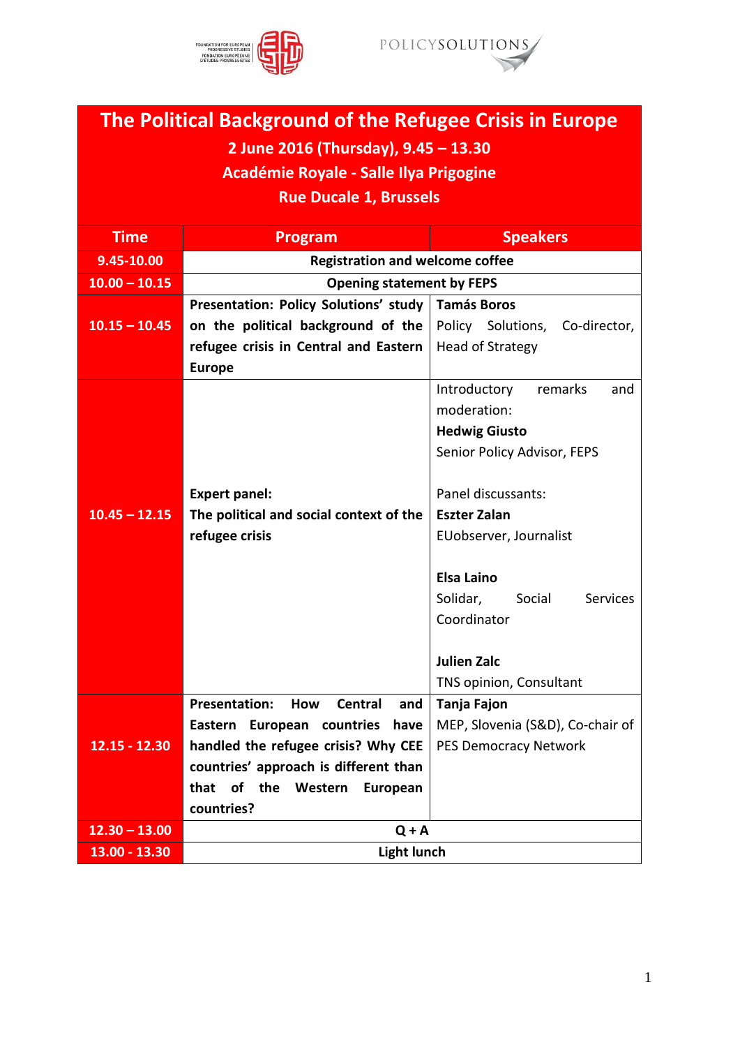# The Political Background of the Refugee Crisis in Europe

**2 June 2016 (Thursday), 9.45 – 13.30**

**Académie Royale - Salle Ilya Prigogine**

**Rue Ducale 1, Brussels**

| Time | Program | Speakers |
|---|---|---|
| 9.45-10.00 | **Registration and welcome coffee** | |
| 10.00 – 10.15 | **Opening statement by FEPS** | |
| 10.15 – 10.45 | **Presentation: Policy Solutions' study on the political background of the refugee crisis in Central and Eastern Europe** | **Tamás Boros** Policy Solutions, Co-director, Head of Strategy |
| 10.45 – 12.15 | **Expert panel: The political and social context of the refugee crisis** | Introductory remarks and moderation: **Hedwig Giusto** Senior Policy Advisor, FEPS<br><br>Panel discussants: **Eszter Zalan** EUobserver, Journalist<br><br>**Elsa Laino** Solidar, Social Services Coordinator<br><br>**Julien Zalc** TNS opinion, Consultant |
| 12.15 - 12.30 | **Presentation: How Central and Eastern European countries have handled the refugee crisis? Why CEE countries' approach is different than that of the Western European countries?** | **Tanja Fajon** MEP, Slovenia (S&D), Co-chair of PES Democracy Network |
| 12.30 – 13.00 | **Q + A** | |
| 13.00 - 13.30 | **Light lunch** | |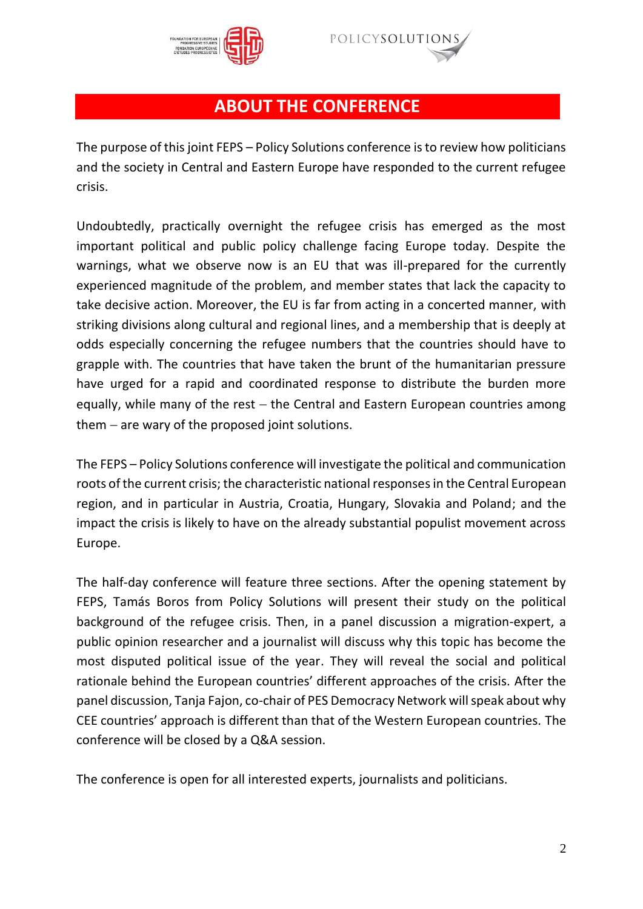# ABOUT THE CONFERENCE

The purpose of this joint FEPS – Policy Solutions conference is to review how politicians and the society in Central and Eastern Europe have responded to the current refugee crisis.

Undoubtedly, practically overnight the refugee crisis has emerged as the most important political and public policy challenge facing Europe today. Despite the warnings, what we observe now is an EU that was ill-prepared for the currently experienced magnitude of the problem, and member states that lack the capacity to take decisive action. Moreover, the EU is far from acting in a concerted manner, with striking divisions along cultural and regional lines, and a membership that is deeply at odds especially concerning the refugee numbers that the countries should have to grapple with. The countries that have taken the brunt of the humanitarian pressure have urged for a rapid and coordinated response to distribute the burden more equally, while many of the rest – the Central and Eastern European countries among them – are wary of the proposed joint solutions.

The FEPS – Policy Solutions conference will investigate the political and communication roots of the current crisis; the characteristic national responses in the Central European region, and in particular in Austria, Croatia, Hungary, Slovakia and Poland; and the impact the crisis is likely to have on the already substantial populist movement across Europe.

The half-day conference will feature three sections. After the opening statement by FEPS, Tamás Boros from Policy Solutions will present their study on the political background of the refugee crisis. Then, in a panel discussion a migration-expert, a public opinion researcher and a journalist will discuss why this topic has become the most disputed political issue of the year. They will reveal the social and political rationale behind the European countries' different approaches of the crisis. After the panel discussion, Tanja Fajon, co-chair of PES Democracy Network will speak about why CEE countries' approach is different than that of the Western European countries. The conference will be closed by a Q&A session.

The conference is open for all interested experts, journalists and politicians.